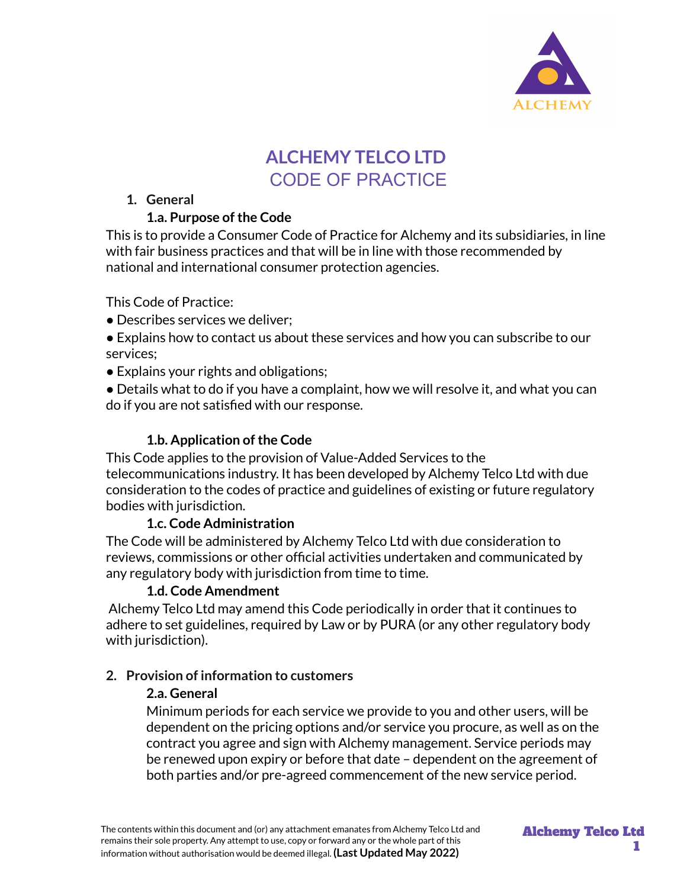# ALCHEMY TELCO LTD
## CODE OF PRACTICE

1. **General**

### 1.a. Purpose of the Code

This is to provide a Consumer Code of Practice for Alchemy and its subsidiaries, in line with fair business practices and that will be in line with those recommended by national and international consumer protection agencies.

This Code of Practice:

- Describes services we deliver;
- Explains how to contact us about these services and how you can subscribe to our services;
- Explains your rights and obligations;
- Details what to do if you have a complaint, how we will resolve it, and what you can do if you are not satisfied with our response.

### 1.b. Application of the Code

This Code applies to the provision of Value-Added Services to the telecommunications industry. It has been developed by Alchemy Telco Ltd with due consideration to the codes of practice and guidelines of existing or future regulatory bodies with jurisdiction.

### 1.c. Code Administration

The Code will be administered by Alchemy Telco Ltd with due consideration to reviews, commissions or other official activities undertaken and communicated by any regulatory body with jurisdiction from time to time.

### 1.d. Code Amendment

Alchemy Telco Ltd may amend this Code periodically in order that it continues to adhere to set guidelines, required by Law or by PURA (or any other regulatory body with jurisdiction).

2. **Provision of information to customers**

### 2.a. General

Minimum periods for each service we provide to you and other users, will be dependent on the pricing options and/or service you procure, as well as on the contract you agree and sign with Alchemy management. Service periods may be renewed upon expiry or before that date – dependent on the agreement of both parties and/or pre-agreed commencement of the new service period.

The contents within this document and (or) any attachment emanates from Alchemy Telco Ltd and remains their sole property. Any attempt to use, copy or forward any or the whole part of this information without authorisation would be deemed illegal. **(Last Updated May 2022)**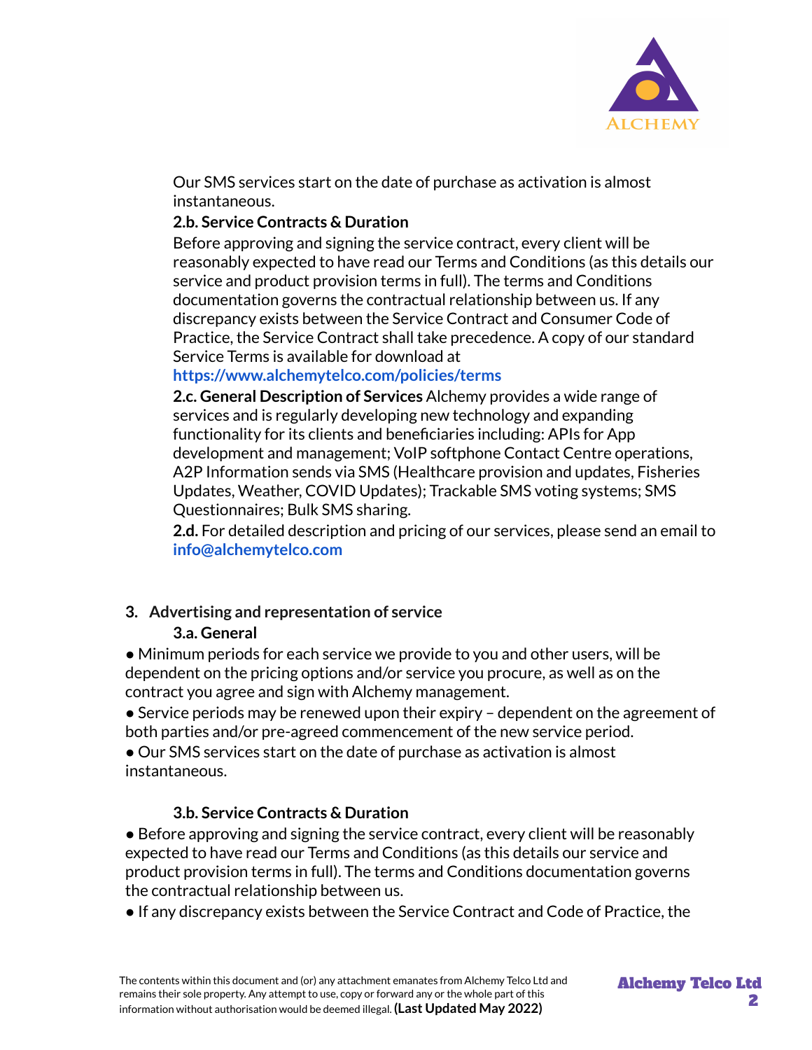Our SMS services start on the date of purchase as activation is almost instantaneous.

**2.b. Service Contracts & Duration**

Before approving and signing the service contract, every client will be reasonably expected to have read our Terms and Conditions (as this details our service and product provision terms in full). The terms and Conditions documentation governs the contractual relationship between us. If any discrepancy exists between the Service Contract and Consumer Code of Practice, the Service Contract shall take precedence. A copy of our standard Service Terms is available for download at **https://www.alchemytelco.com/policies/terms**

**2.c. General Description of Services** Alchemy provides a wide range of services and is regularly developing new technology and expanding functionality for its clients and beneficiaries including: APIs for App development and management; VoIP softphone Contact Centre operations, A2P Information sends via SMS (Healthcare provision and updates, Fisheries Updates, Weather, COVID Updates); Trackable SMS voting systems; SMS Questionnaires; Bulk SMS sharing.

**2.d.** For detailed description and pricing of our services, please send an email to **info@alchemytelco.com**

## 3. Advertising and representation of service

### 3.a. General

- Minimum periods for each service we provide to you and other users, will be dependent on the pricing options and/or service you procure, as well as on the contract you agree and sign with Alchemy management.
- Service periods may be renewed upon their expiry – dependent on the agreement of both parties and/or pre-agreed commencement of the new service period.
- Our SMS services start on the date of purchase as activation is almost instantaneous.

### 3.b. Service Contracts & Duration

- Before approving and signing the service contract, every client will be reasonably expected to have read our Terms and Conditions (as this details our service and product provision terms in full). The terms and Conditions documentation governs the contractual relationship between us.
- If any discrepancy exists between the Service Contract and Code of Practice, the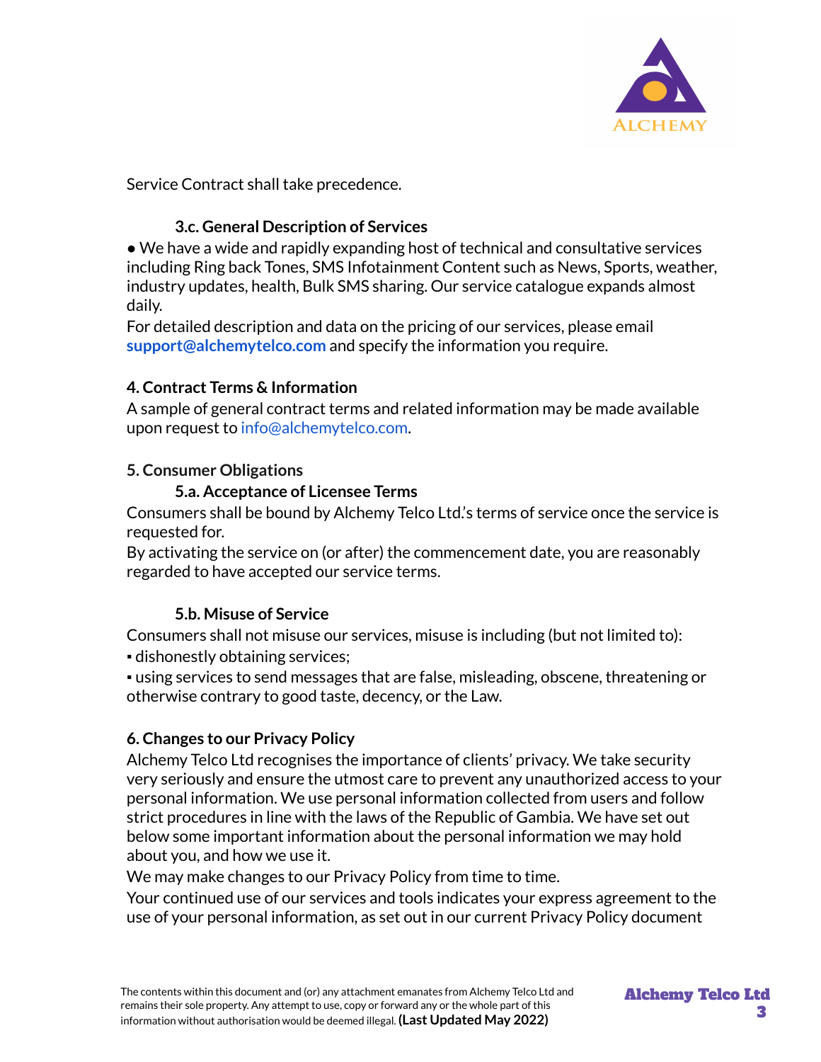Service Contract shall take precedence.

### 3.c. General Description of Services

• We have a wide and rapidly expanding host of technical and consultative services including Ring back Tones, SMS Infotainment Content such as News, Sports, weather, industry updates, health, Bulk SMS sharing. Our service catalogue expands almost daily.

For detailed description and data on the pricing of our services, please email **support@alchemytelco.com** and specify the information you require.

## 4. Contract Terms & Information

A sample of general contract terms and related information may be made available upon request to info@alchemytelco.com.

## 5. Consumer Obligations

### 5.a. Acceptance of Licensee Terms

Consumers shall be bound by Alchemy Telco Ltd.'s terms of service once the service is requested for.

By activating the service on (or after) the commencement date, you are reasonably regarded to have accepted our service terms.

### 5.b. Misuse of Service

Consumers shall not misuse our services, misuse is including (but not limited to):

- dishonestly obtaining services;
- using services to send messages that are false, misleading, obscene, threatening or otherwise contrary to good taste, decency, or the Law.

## 6. Changes to our Privacy Policy

Alchemy Telco Ltd recognises the importance of clients' privacy. We take security very seriously and ensure the utmost care to prevent any unauthorized access to your personal information. We use personal information collected from users and follow strict procedures in line with the laws of the Republic of Gambia. We have set out below some important information about the personal information we may hold about you, and how we use it.

We may make changes to our Privacy Policy from time to time.

Your continued use of our services and tools indicates your express agreement to the use of your personal information, as set out in our current Privacy Policy document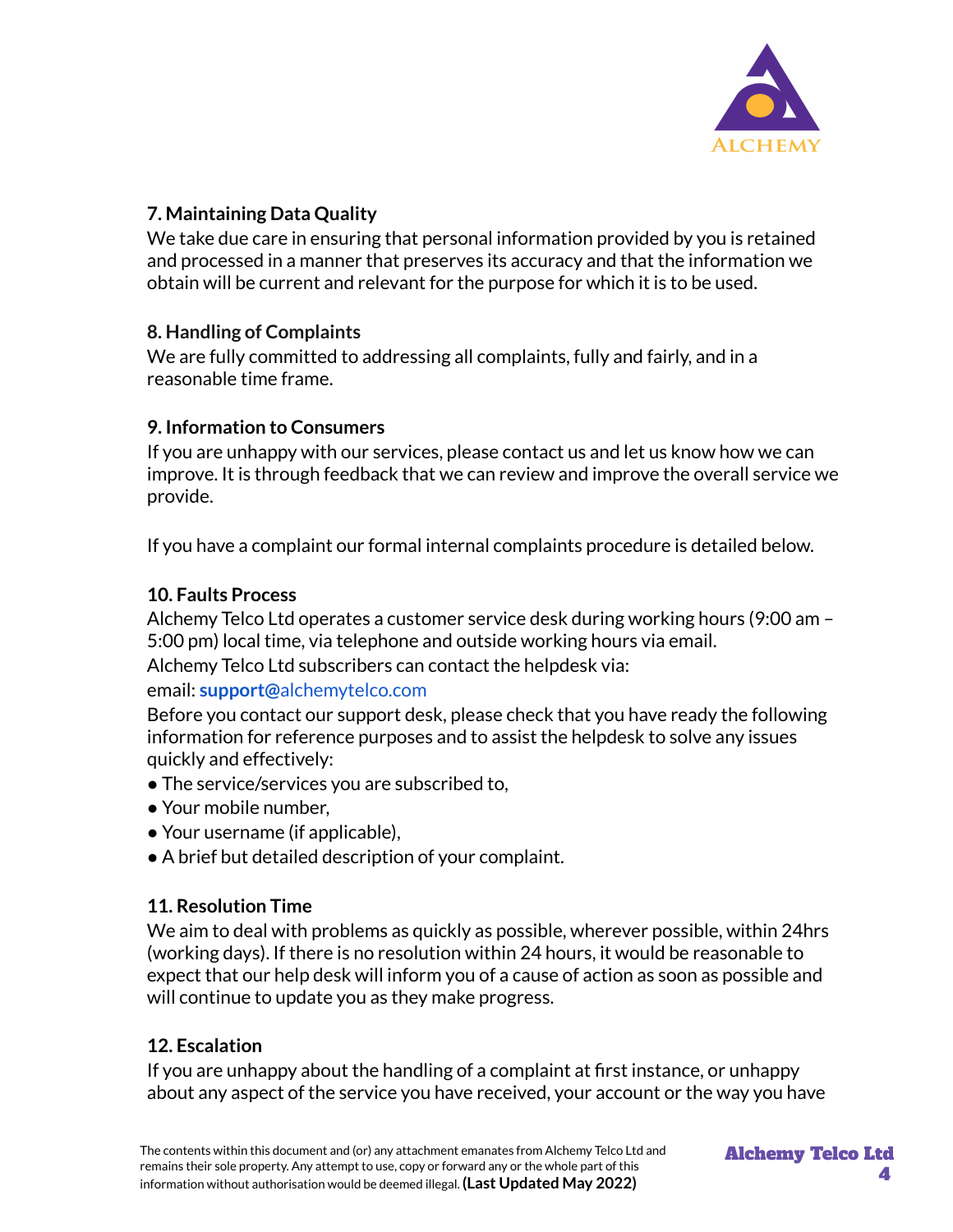### 7. Maintaining Data Quality

We take due care in ensuring that personal information provided by you is retained and processed in a manner that preserves its accuracy and that the information we obtain will be current and relevant for the purpose for which it is to be used.

### 8. Handling of Complaints

We are fully committed to addressing all complaints, fully and fairly, and in a reasonable time frame.

### 9. Information to Consumers

If you are unhappy with our services, please contact us and let us know how we can improve. It is through feedback that we can review and improve the overall service we provide.

If you have a complaint our formal internal complaints procedure is detailed below.

### 10. Faults Process

Alchemy Telco Ltd operates a customer service desk during working hours (9:00 am – 5:00 pm) local time, via telephone and outside working hours via email.

Alchemy Telco Ltd subscribers can contact the helpdesk via:

email: **support**@alchemytelco.com

Before you contact our support desk, please check that you have ready the following information for reference purposes and to assist the helpdesk to solve any issues quickly and effectively:

- The service/services you are subscribed to,
- Your mobile number,
- Your username (if applicable),
- A brief but detailed description of your complaint.

### 11. Resolution Time

We aim to deal with problems as quickly as possible, wherever possible, within 24hrs (working days). If there is no resolution within 24 hours, it would be reasonable to expect that our help desk will inform you of a cause of action as soon as possible and will continue to update you as they make progress.

### 12. Escalation

If you are unhappy about the handling of a complaint at first instance, or unhappy about any aspect of the service you have received, your account or the way you have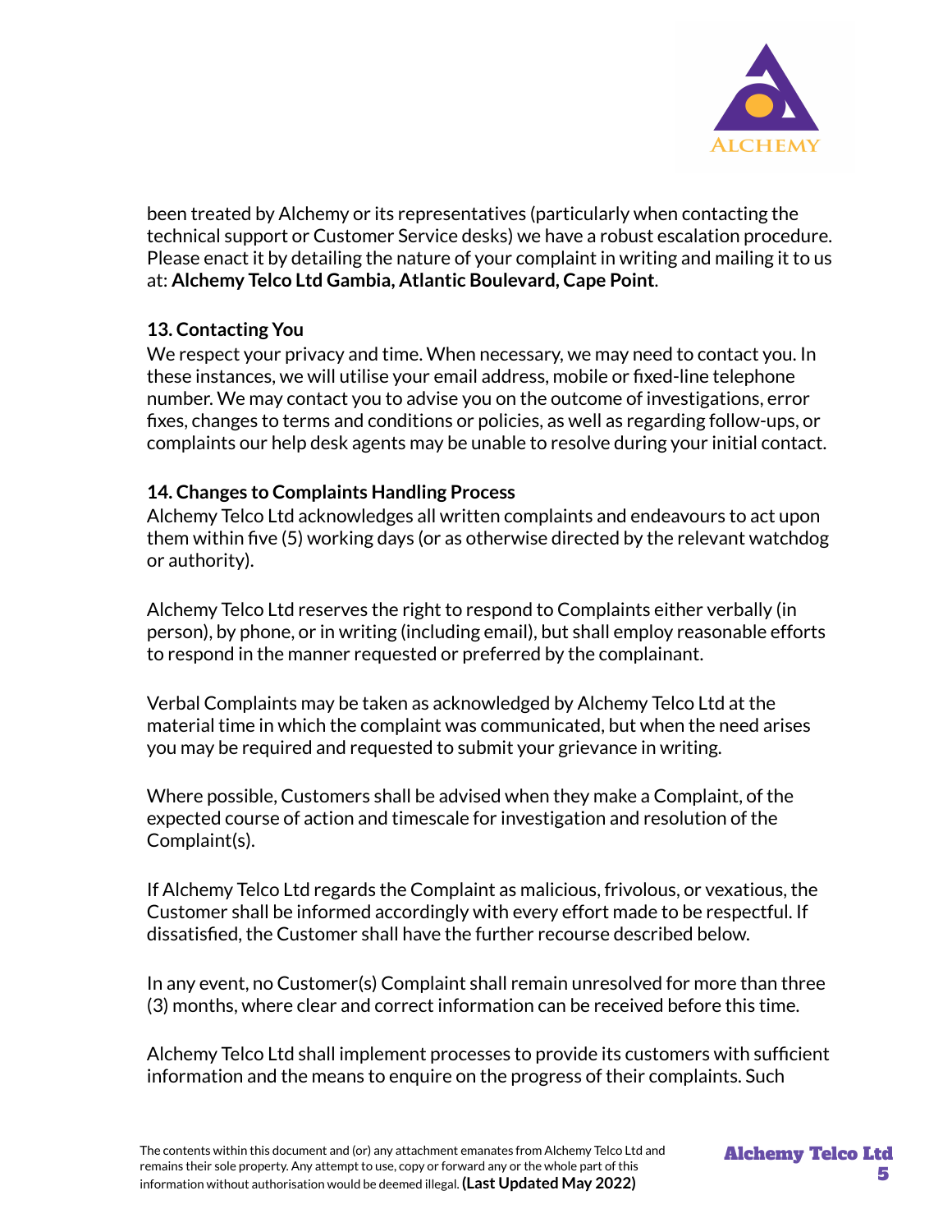been treated by Alchemy or its representatives (particularly when contacting the technical support or Customer Service desks) we have a robust escalation procedure. Please enact it by detailing the nature of your complaint in writing and mailing it to us at: **Alchemy Telco Ltd Gambia, Atlantic Boulevard, Cape Point**.

**13. Contacting You**

We respect your privacy and time. When necessary, we may need to contact you. In these instances, we will utilise your email address, mobile or fixed-line telephone number. We may contact you to advise you on the outcome of investigations, error fixes, changes to terms and conditions or policies, as well as regarding follow-ups, or complaints our help desk agents may be unable to resolve during your initial contact.

**14. Changes to Complaints Handling Process**

Alchemy Telco Ltd acknowledges all written complaints and endeavours to act upon them within five (5) working days (or as otherwise directed by the relevant watchdog or authority).

Alchemy Telco Ltd reserves the right to respond to Complaints either verbally (in person), by phone, or in writing (including email), but shall employ reasonable efforts to respond in the manner requested or preferred by the complainant.

Verbal Complaints may be taken as acknowledged by Alchemy Telco Ltd at the material time in which the complaint was communicated, but when the need arises you may be required and requested to submit your grievance in writing.

Where possible, Customers shall be advised when they make a Complaint, of the expected course of action and timescale for investigation and resolution of the Complaint(s).

If Alchemy Telco Ltd regards the Complaint as malicious, frivolous, or vexatious, the Customer shall be informed accordingly with every effort made to be respectful. If dissatisfied, the Customer shall have the further recourse described below.

In any event, no Customer(s) Complaint shall remain unresolved for more than three (3) months, where clear and correct information can be received before this time.

Alchemy Telco Ltd shall implement processes to provide its customers with sufficient information and the means to enquire on the progress of their complaints. Such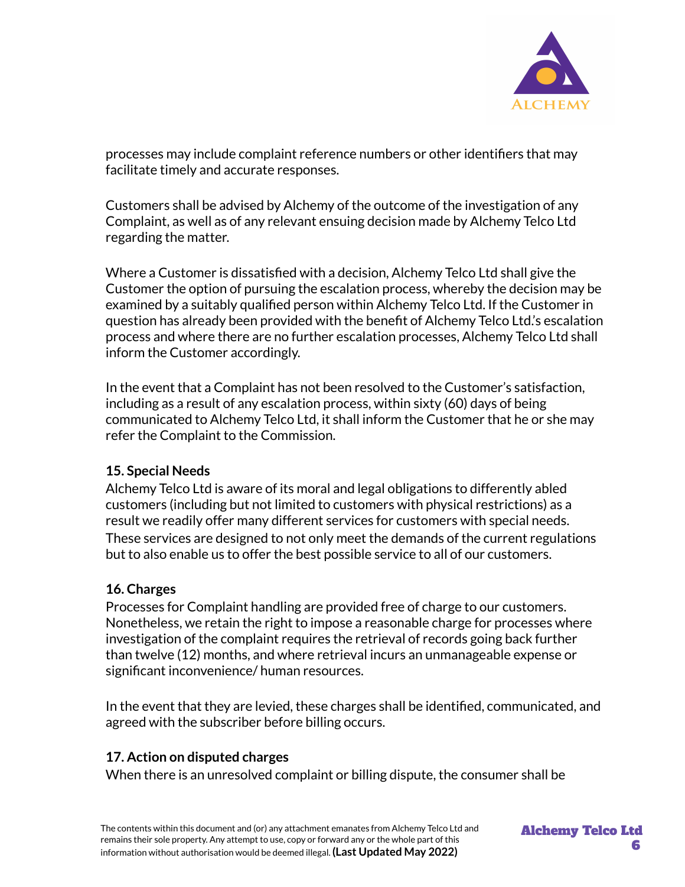processes may include complaint reference numbers or other identifiers that may facilitate timely and accurate responses.

Customers shall be advised by Alchemy of the outcome of the investigation of any Complaint, as well as of any relevant ensuing decision made by Alchemy Telco Ltd regarding the matter.

Where a Customer is dissatisfied with a decision, Alchemy Telco Ltd shall give the Customer the option of pursuing the escalation process, whereby the decision may be examined by a suitably qualified person within Alchemy Telco Ltd. If the Customer in question has already been provided with the benefit of Alchemy Telco Ltd.'s escalation process and where there are no further escalation processes, Alchemy Telco Ltd shall inform the Customer accordingly.

In the event that a Complaint has not been resolved to the Customer's satisfaction, including as a result of any escalation process, within sixty (60) days of being communicated to Alchemy Telco Ltd, it shall inform the Customer that he or she may refer the Complaint to the Commission.

**15. Special Needs**

Alchemy Telco Ltd is aware of its moral and legal obligations to differently abled customers (including but not limited to customers with physical restrictions) as a result we readily offer many different services for customers with special needs. These services are designed to not only meet the demands of the current regulations but to also enable us to offer the best possible service to all of our customers.

**16. Charges**

Processes for Complaint handling are provided free of charge to our customers. Nonetheless, we retain the right to impose a reasonable charge for processes where investigation of the complaint requires the retrieval of records going back further than twelve (12) months, and where retrieval incurs an unmanageable expense or significant inconvenience/ human resources.

In the event that they are levied, these charges shall be identified, communicated, and agreed with the subscriber before billing occurs.

**17. Action on disputed charges**

When there is an unresolved complaint or billing dispute, the consumer shall be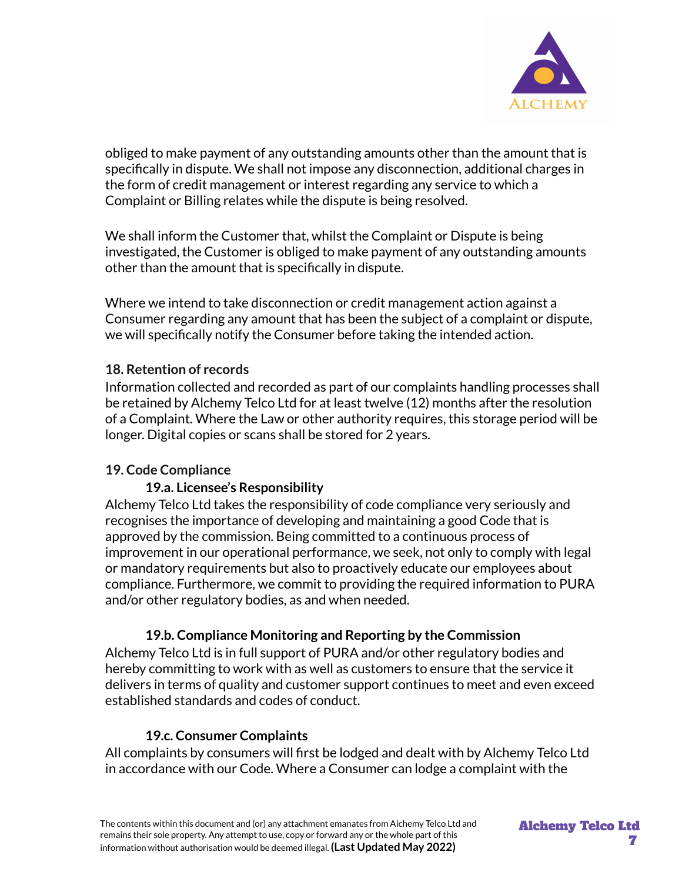obliged to make payment of any outstanding amounts other than the amount that is specifically in dispute. We shall not impose any disconnection, additional charges in the form of credit management or interest regarding any service to which a Complaint or Billing relates while the dispute is being resolved.

We shall inform the Customer that, whilst the Complaint or Dispute is being investigated, the Customer is obliged to make payment of any outstanding amounts other than the amount that is specifically in dispute.

Where we intend to take disconnection or credit management action against a Consumer regarding any amount that has been the subject of a complaint or dispute, we will specifically notify the Consumer before taking the intended action.

**18. Retention of records**

Information collected and recorded as part of our complaints handling processes shall be retained by Alchemy Telco Ltd for at least twelve (12) months after the resolution of a Complaint. Where the Law or other authority requires, this storage period will be longer. Digital copies or scans shall be stored for 2 years.

**19. Code Compliance**

**19.a. Licensee's Responsibility**

Alchemy Telco Ltd takes the responsibility of code compliance very seriously and recognises the importance of developing and maintaining a good Code that is approved by the commission. Being committed to a continuous process of improvement in our operational performance, we seek, not only to comply with legal or mandatory requirements but also to proactively educate our employees about compliance. Furthermore, we commit to providing the required information to PURA and/or other regulatory bodies, as and when needed.

**19.b. Compliance Monitoring and Reporting by the Commission**

Alchemy Telco Ltd is in full support of PURA and/or other regulatory bodies and hereby committing to work with as well as customers to ensure that the service it delivers in terms of quality and customer support continues to meet and even exceed established standards and codes of conduct.

**19.c. Consumer Complaints**

All complaints by consumers will first be lodged and dealt with by Alchemy Telco Ltd in accordance with our Code. Where a Consumer can lodge a complaint with the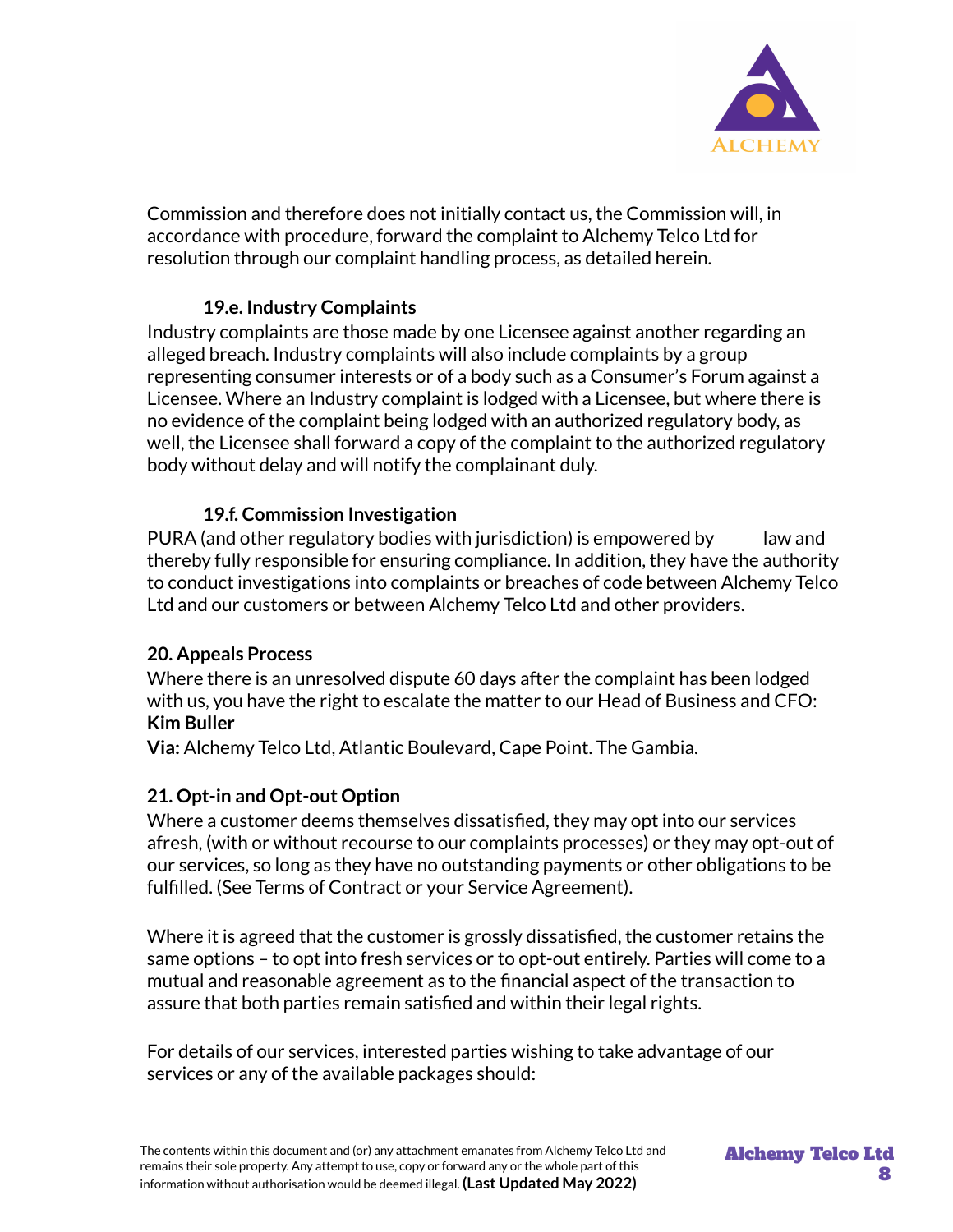Commission and therefore does not initially contact us, the Commission will, in accordance with procedure, forward the complaint to Alchemy Telco Ltd for resolution through our complaint handling process, as detailed herein.

### 19.e. Industry Complaints

Industry complaints are those made by one Licensee against another regarding an alleged breach. Industry complaints will also include complaints by a group representing consumer interests or of a body such as a Consumer's Forum against a Licensee. Where an Industry complaint is lodged with a Licensee, but where there is no evidence of the complaint being lodged with an authorized regulatory body, as well, the Licensee shall forward a copy of the complaint to the authorized regulatory body without delay and will notify the complainant duly.

### 19.f. Commission Investigation

PURA (and other regulatory bodies with jurisdiction) is empowered by law and thereby fully responsible for ensuring compliance. In addition, they have the authority to conduct investigations into complaints or breaches of code between Alchemy Telco Ltd and our customers or between Alchemy Telco Ltd and other providers.

## 20. Appeals Process

Where there is an unresolved dispute 60 days after the complaint has been lodged with us, you have the right to escalate the matter to our Head of Business and CFO: **Kim Buller**

**Via:** Alchemy Telco Ltd, Atlantic Boulevard, Cape Point. The Gambia.

## 21. Opt-in and Opt-out Option

Where a customer deems themselves dissatisfied, they may opt into our services afresh, (with or without recourse to our complaints processes) or they may opt-out of our services, so long as they have no outstanding payments or other obligations to be fulfilled. (See Terms of Contract or your Service Agreement).

Where it is agreed that the customer is grossly dissatisfied, the customer retains the same options – to opt into fresh services or to opt-out entirely. Parties will come to a mutual and reasonable agreement as to the financial aspect of the transaction to assure that both parties remain satisfied and within their legal rights.

For details of our services, interested parties wishing to take advantage of our services or any of the available packages should:

The contents within this document and (or) any attachment emanates from Alchemy Telco Ltd and remains their sole property. Any attempt to use, copy or forward any or the whole part of this information without authorisation would be deemed illegal. **(Last Updated May 2022)**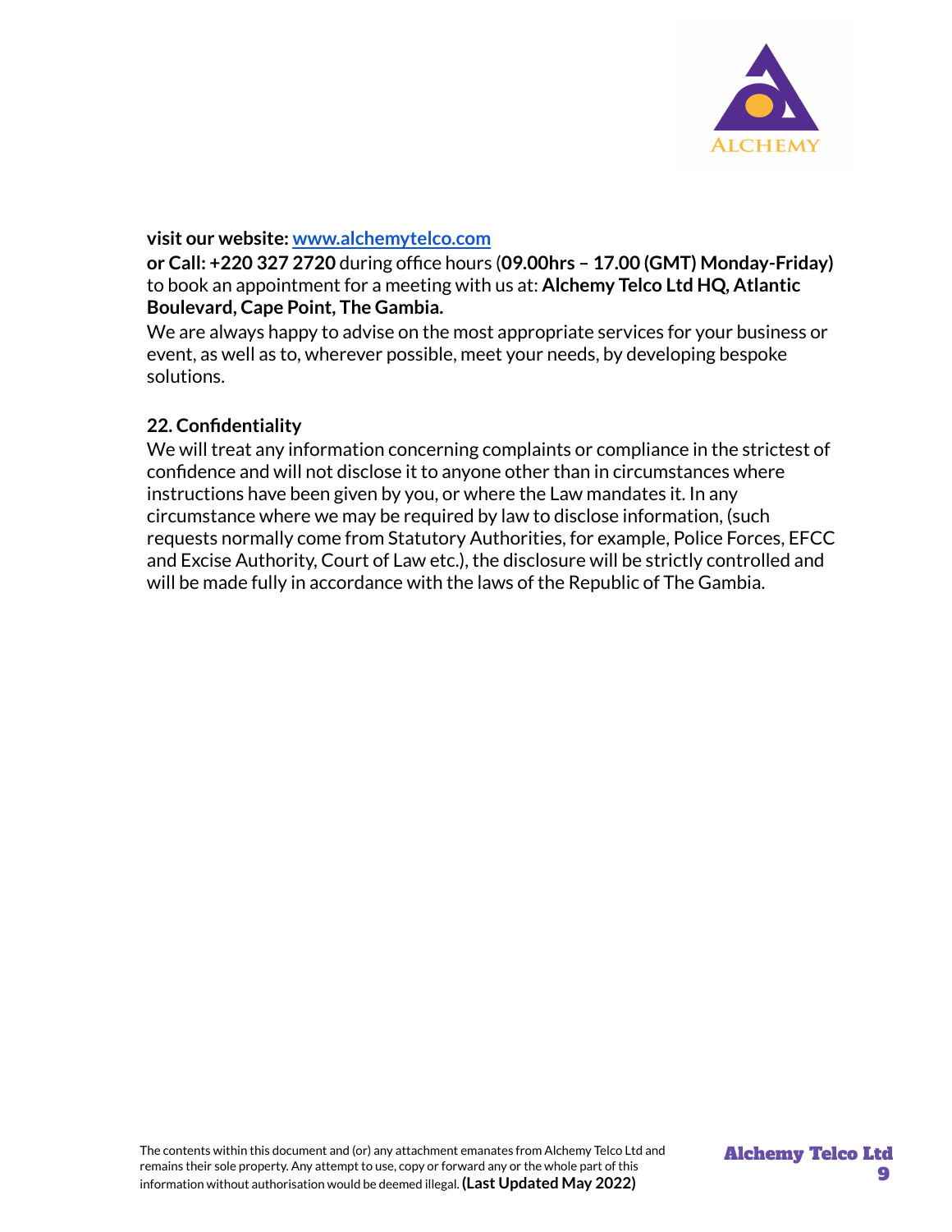**visit our website: [www.alchemytelco.com](http://www.alchemytelco.com)**
**or Call: +220 327 2720** during office hours (**09.00hrs – 17.00 (GMT) Monday-Friday)** to book an appointment for a meeting with us at: **Alchemy Telco Ltd HQ, Atlantic Boulevard, Cape Point, The Gambia.**
We are always happy to advise on the most appropriate services for your business or event, as well as to, wherever possible, meet your needs, by developing bespoke solutions.

**22. Confidentiality**

We will treat any information concerning complaints or compliance in the strictest of confidence and will not disclose it to anyone other than in circumstances where instructions have been given by you, or where the Law mandates it. In any circumstance where we may be required by law to disclose information, (such requests normally come from Statutory Authorities, for example, Police Forces, EFCC and Excise Authority, Court of Law etc.), the disclosure will be strictly controlled and will be made fully in accordance with the laws of the Republic of The Gambia.